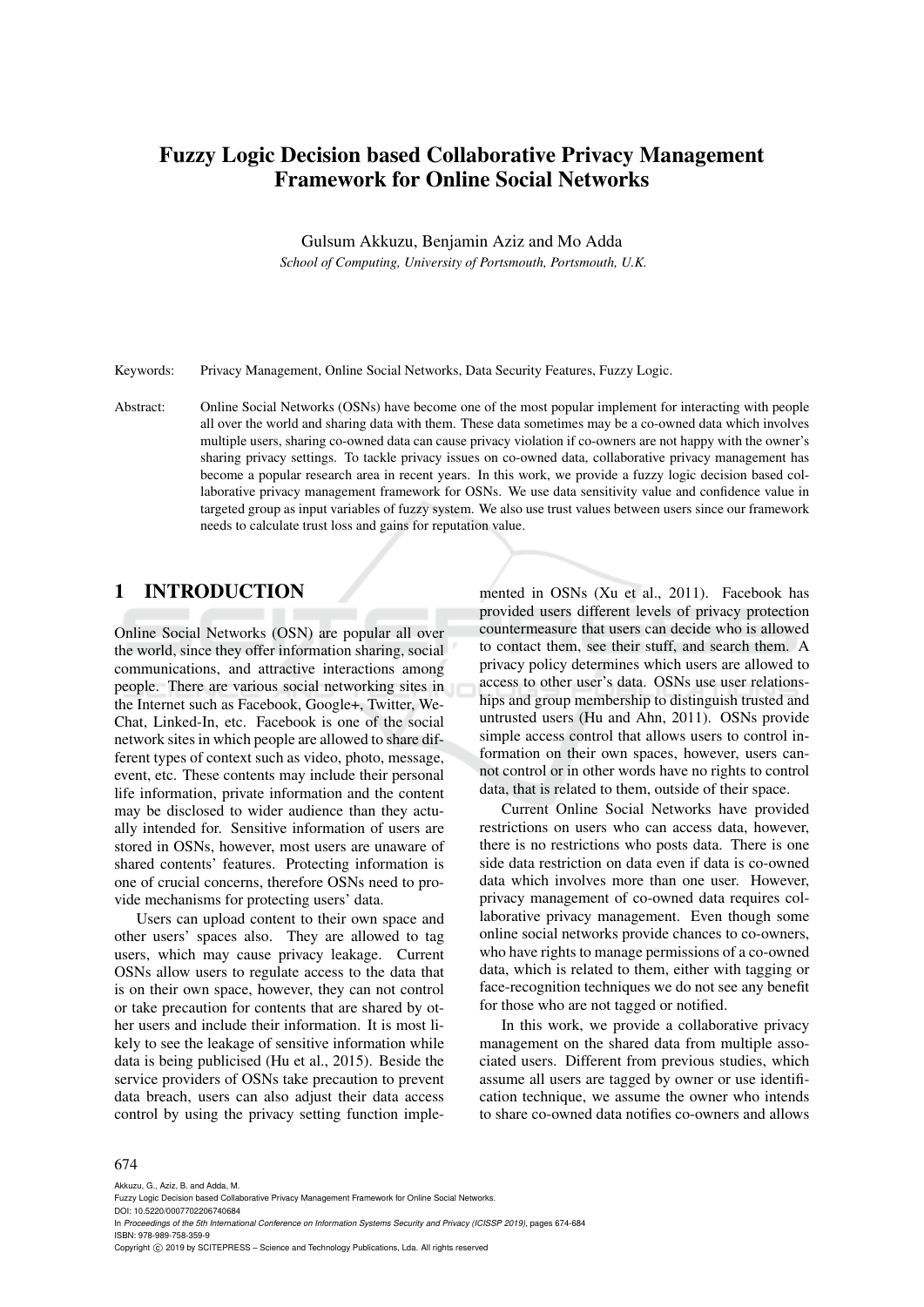# Fuzzy Logic Decision based Collaborative Privacy Management Framework for Online Social Networks

Gulsum Akkuzu, Benjamin Aziz and Mo Adda

*School of Computing, University of Portsmouth, Portsmouth, U.K.*

Keywords: Privacy Management, Online Social Networks, Data Security Features, Fuzzy Logic.

Abstract: Online Social Networks (OSNs) have become one of the most popular implement for interacting with people all over the world and sharing data with them. These data sometimes may be a co-owned data which involves multiple users, sharing co-owned data can cause privacy violation if co-owners are not happy with the owner's sharing privacy settings. To tackle privacy issues on co-owned data, collaborative privacy management has become a popular research area in recent years. In this work, we provide a fuzzy logic decision based collaborative privacy management framework for OSNs. We use data sensitivity value and confidence value in targeted group as input variables of fuzzy system. We also use trust values between users since our framework needs to calculate trust loss and gains for reputation value.

## 1 INTRODUCTION

Online Social Networks (OSN) are popular all over the world, since they offer information sharing, social communications, and attractive interactions among people. There are various social networking sites in the Internet such as Facebook, Google+, Twitter, We-Chat, Linked-In, etc. Facebook is one of the social network sites in which people are allowed to share different types of context such as video, photo, message, event, etc. These contents may include their personal life information, private information and the content may be disclosed to wider audience than they actually intended for. Sensitive information of users are stored in OSNs, however, most users are unaware of shared contents' features. Protecting information is one of crucial concerns, therefore OSNs need to provide mechanisms for protecting users' data.

Users can upload content to their own space and other users' spaces also. They are allowed to tag users, which may cause privacy leakage. Current OSNs allow users to regulate access to the data that is on their own space, however, they can not control or take precaution for contents that are shared by other users and include their information. It is most likely to see the leakage of sensitive information while data is being publicised (Hu et al., 2015). Beside the service providers of OSNs take precaution to prevent data breach, users can also adjust their data access control by using the privacy setting function implemented in OSNs (Xu et al., 2011). Facebook has provided users different levels of privacy protection countermeasure that users can decide who is allowed to contact them, see their stuff, and search them. A privacy policy determines which users are allowed to access to other user's data. OSNs use user relationships and group membership to distinguish trusted and untrusted users (Hu and Ahn, 2011). OSNs provide simple access control that allows users to control information on their own spaces, however, users cannot control or in other words have no rights to control data, that is related to them, outside of their space.

Current Online Social Networks have provided restrictions on users who can access data, however, there is no restrictions who posts data. There is one side data restriction on data even if data is co-owned data which involves more than one user. However, privacy management of co-owned data requires collaborative privacy management. Even though some online social networks provide chances to co-owners, who have rights to manage permissions of a co-owned data, which is related to them, either with tagging or face-recognition techniques we do not see any benefit for those who are not tagged or notified.

In this work, we provide a collaborative privacy management on the shared data from multiple associated users. Different from previous studies, which assume all users are tagged by owner or use identification technique, we assume the owner who intends to share co-owned data notifies co-owners and allows

Akkuzu, G., Aziz, B. and Adda, M.
Fuzzy Logic Decision based Collaborative Privacy Management Framework for Online Social Networks.
DOI: 10.5220/0007702206740684
In *Proceedings of the 5th International Conference on Information Systems Security and Privacy (ICISSP 2019)*, pages 674-684
ISBN: 978-989-758-359-9
Copyright © 2019 by SCITEPRESS – Science and Technology Publications, Lda. All rights reserved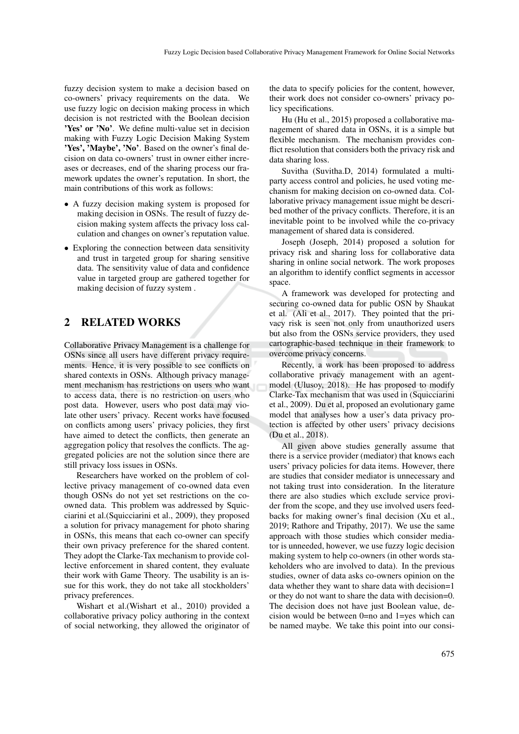fuzzy decision system to make a decision based on co-owners' privacy requirements on the data. We use fuzzy logic on decision making process in which decision is not restricted with the Boolean decision **'Yes' or 'No'**. We define multi-value set in decision making with Fuzzy Logic Decision Making System **'Yes', 'Maybe', 'No'**. Based on the owner's final decision on data co-owners' trust in owner either increases or decreases, end of the sharing process our framework updates the owner's reputation. In short, the main contributions of this work as follows:

- A fuzzy decision making system is proposed for making decision in OSNs. The result of fuzzy decision making system affects the privacy loss calculation and changes on owner's reputation value.
- Exploring the connection between data sensitivity and trust in targeted group for sharing sensitive data. The sensitivity value of data and confidence value in targeted group are gathered together for making decision of fuzzy system .

## 2 RELATED WORKS

Collaborative Privacy Management is a challenge for OSNs since all users have different privacy requirements. Hence, it is very possible to see conflicts on shared contexts in OSNs. Although privacy management mechanism has restrictions on users who want to access data, there is no restriction on users who post data. However, users who post data may violate other users' privacy. Recent works have focused on conflicts among users' privacy policies, they first have aimed to detect the conflicts, then generate an aggregation policy that resolves the conflicts. The aggregated policies are not the solution since there are still privacy loss issues in OSNs.

Researchers have worked on the problem of collective privacy management of co-owned data even though OSNs do not yet set restrictions on the co-owned data. This problem was addressed by Squicciarini et al.(Squicciarini et al., 2009), they proposed a solution for privacy management for photo sharing in OSNs, this means that each co-owner can specify their own privacy preference for the shared content. They adopt the Clarke-Tax mechanism to provide collective enforcement in shared content, they evaluate their work with Game Theory. The usability is an issue for this work, they do not take all stockholders' privacy preferences.

Wishart et al.(Wishart et al., 2010) provided a collaborative privacy policy authoring in the context of social networking, they allowed the originator of the data to specify policies for the content, however, their work does not consider co-owners' privacy policy specifications.

Hu (Hu et al., 2015) proposed a collaborative management of shared data in OSNs, it is a simple but flexible mechanism. The mechanism provides conflict resolution that considers both the privacy risk and data sharing loss.

Suvitha (Suvitha.D, 2014) formulated a multi-party access control and policies, he used voting mechanism for making decision on co-owned data. Collaborative privacy management issue might be described mother of the privacy conflicts. Therefore, it is an inevitable point to be involved while the co-privacy management of shared data is considered.

Joseph (Joseph, 2014) proposed a solution for privacy risk and sharing loss for collaborative data sharing in online social network. The work proposes an algorithm to identify conflict segments in accessor space.

A framework was developed for protecting and securing co-owned data for public OSN by Shaukat et al. (Ali et al., 2017). They pointed that the privacy risk is seen not only from unauthorized users but also from the OSNs service providers, they used cartographic-based technique in their framework to overcome privacy concerns.

Recently, a work has been proposed to address collaborative privacy management with an agent-model (Ulusoy, 2018). He has proposed to modify Clarke-Tax mechanism that was used in (Squicciarini et al., 2009). Du et al, proposed an evolutionary game model that analyses how a user's data privacy protection is affected by other users' privacy decisions (Du et al., 2018).

All given above studies generally assume that there is a service provider (mediator) that knows each users' privacy policies for data items. However, there are studies that consider mediator is unnecessary and not taking trust into consideration. In the literature there are also studies which exclude service provider from the scope, and they use involved users feedbacks for making owner's final decision (Xu et al., 2019; Rathore and Tripathy, 2017). We use the same approach with those studies which consider mediator is unneeded, however, we use fuzzy logic decision making system to help co-owners (in other words stakeholders who are involved to data). In the previous studies, owner of data asks co-owners opinion on the data whether they want to share data with decision=1 or they do not want to share the data with decision=0. The decision does not have just Boolean value, decision would be between 0=no and 1=yes which can be named maybe. We take this point into our consi-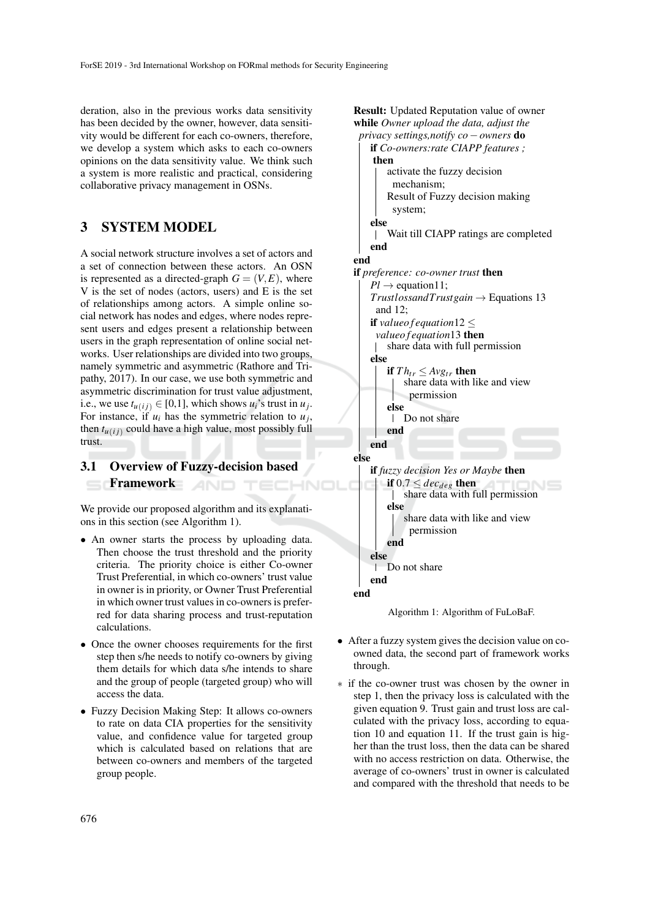deration, also in the previous works data sensitivity has been decided by the owner, however, data sensitivity would be different for each co-owners, therefore, we develop a system which asks to each co-owners opinions on the data sensitivity value. We think such a system is more realistic and practical, considering collaborative privacy management in OSNs.

## 3 SYSTEM MODEL

A social network structure involves a set of actors and a set of connection between these actors. An OSN is represented as a directed-graph $G = (V, E)$, where V is the set of nodes (actors, users) and E is the set of relationships among actors. A simple online social network has nodes and edges, where nodes represent users and edges present a relationship between users in the graph representation of online social networks. User relationships are divided into two groups, namely symmetric and asymmetric (Rathore and Tripathy, 2017). In our case, we use both symmetric and asymmetric discrimination for trust value adjustment, i.e., we use $t_{u(ij)} \in [0,1]$, which shows $u_i$'s trust in $u_j$. For instance, if $u_i$ has the symmetric relation to $u_j$, then $t_{u(ij)}$ could have a high value, most possibly full trust.

### 3.1 Overview of Fuzzy-decision based Framework

We provide our proposed algorithm and its explanations in this section (see Algorithm 1).

- An owner starts the process by uploading data. Then choose the trust threshold and the priority criteria. The priority choice is either Co-owner Trust Preferential, in which co-owners' trust value in owner is in priority, or Owner Trust Preferential in which owner trust values in co-owners is preferred for data sharing process and trust-reputation calculations.
- Once the owner chooses requirements for the first step then s/he needs to notify co-owners by giving them details for which data s/he intends to share and the group of people (targeted group) who will access the data.
- Fuzzy Decision Making Step: It allows co-owners to rate on data CIA properties for the sensitivity value, and confidence value for targeted group which is calculated based on relations that are between co-owners and members of the targeted group people.

```
Result: Updated Reputation value of owner
while Owner upload the data, adjust the privacy settings,notify co − owners do
    if Co-owners:rate CIAPP features ;
     then
        activate the fuzzy decision mechanism;
        Result of Fuzzy decision making system;
    else
        Wait till CIAPP ratings are completed
    end
end
if preference: co-owner trust then
    Pl → equation11;
    TrustlossandTrustgain → Equations 13 and 12;
    if valueofequation12 ≤ valueofequation13 then
        share data with full permission
    else
        if Th_tr ≤ Avg_tr then
            share data with like and view permission
        else
            Do not share
        end
    end
else
    if fuzzy decision Yes or Maybe then
        if 0.7 ≤ dec_deg then
            share data with full permission
        else
            share data with like and view permission
        end
    else
        Do not share
    end
end
```

Algorithm 1: Algorithm of FuLoBaF.

- After a fuzzy system gives the decision value on co-owned data, the second part of framework works through.

∗ if the co-owner trust was chosen by the owner in step 1, then the privacy loss is calculated with the given equation 9. Trust gain and trust loss are calculated with the privacy loss, according to equation 10 and equation 11. If the trust gain is higher than the trust loss, then the data can be shared with no access restriction on data. Otherwise, the average of co-owners' trust in owner is calculated and compared with the threshold that needs to be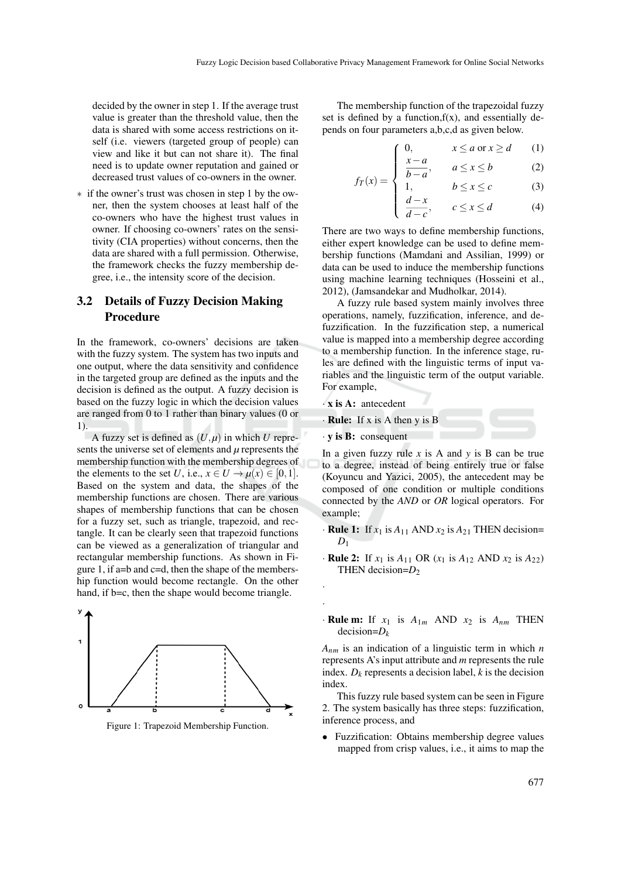decided by the owner in step 1. If the average trust value is greater than the threshold value, then the data is shared with some access restrictions on itself (i.e. viewers (targeted group of people) can view and like it but can not share it). The final need is to update owner reputation and gained or decreased trust values of co-owners in the owner.

* if the owner's trust was chosen in step 1 by the owner, then the system chooses at least half of the co-owners who have the highest trust values in owner. If choosing co-owners' rates on the sensitivity (CIA properties) without concerns, then the data are shared with a full permission. Otherwise, the framework checks the fuzzy membership degree, i.e., the intensity score of the decision.

## 3.2 Details of Fuzzy Decision Making Procedure

In the framework, co-owners' decisions are taken with the fuzzy system. The system has two inputs and one output, where the data sensitivity and confidence in the targeted group are defined as the inputs and the decision is defined as the output. A fuzzy decision is based on the fuzzy logic in which the decision values are ranged from 0 to 1 rather than binary values (0 or 1).

A fuzzy set is defined as $(U, \mu)$ in which $U$ represents the universe set of elements and $\mu$ represents the membership function with the membership degrees of the elements to the set $U$, i.e., $x \in U \rightarrow \mu(x) \in [0,1]$. Based on the system and data, the shapes of the membership functions are chosen. There are various shapes of membership functions that can be chosen for a fuzzy set, such as triangle, trapezoid, and rectangle. It can be clearly seen that trapezoid functions can be viewed as a generalization of triangular and rectangular membership functions. As shown in Figure 1, if a=b and c=d, then the shape of the membership function would become rectangle. On the other hand, if b=c, then the shape would become triangle.

Figure 1: Trapezoid Membership Function.

The membership function of the trapezoidal fuzzy set is defined by a function,f(x), and essentially depends on four parameters a,b,c,d as given below.

$$
f_T(x) = \begin{cases} 0, & x \leq a \text{ or } x \geq d \quad (1) \\ \dfrac{x-a}{b-a}, & a \leq x \leq b \quad (2) \\ 1, & b \leq x \leq c \quad (3) \\ \dfrac{d-x}{d-c}, & c \leq x \leq d \quad (4) \end{cases}
$$

There are two ways to define membership functions, either expert knowledge can be used to define membership functions (Mamdani and Assilian, 1999) or data can be used to induce the membership functions using machine learning techniques (Hosseini et al., 2012), (Jamsandekar and Mudholkar, 2014).

A fuzzy rule based system mainly involves three operations, namely, fuzzification, inference, and defuzzification. In the fuzzification step, a numerical value is mapped into a membership degree according to a membership function. In the inference stage, rules are defined with the linguistic terms of input variables and the linguistic term of the output variable. For example,

· **x is A:** antecedent

· **Rule:** If x is A then y is B

· **y is B:** consequent

In a given fuzzy rule $x$ is A and $y$ is B can be true to a degree, instead of being entirely true or false (Koyuncu and Yazici, 2005), the antecedent may be composed of one condition or multiple conditions connected by the *AND* or *OR* logical operators. For example;

· **Rule 1:** If $x_1$ is $A_{11}$ AND $x_2$ is $A_{21}$ THEN decision= $D_1$

· **Rule 2:** If $x_1$ is $A_{11}$ OR ($x_1$ is $A_{12}$ AND $x_2$ is $A_{22}$) THEN decision=$D_2$

·

·

· **Rule m:** If $x_1$ is $A_{1m}$ AND $x_2$ is $A_{nm}$ THEN decision=$D_k$

$A_{nm}$ is an indication of a linguistic term in which $n$ represents A's input attribute and $m$ represents the rule index. $D_k$ represents a decision label, $k$ is the decision index.

This fuzzy rule based system can be seen in Figure 2. The system basically has three steps: fuzzification, inference process, and

- Fuzzification: Obtains membership degree values mapped from crisp values, i.e., it aims to map the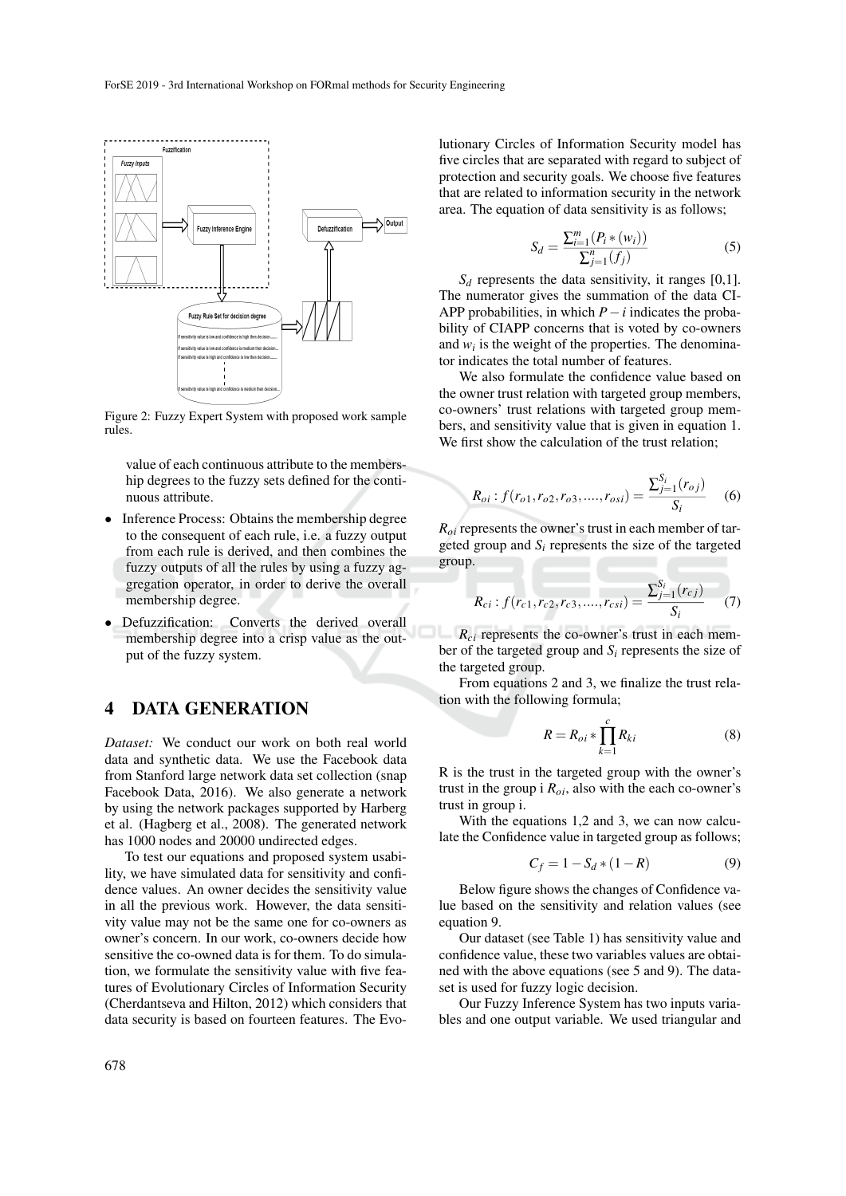Figure 2: Fuzzy Expert System with proposed work sample rules.

value of each continuous attribute to the membership degrees to the fuzzy sets defined for the continuous attribute.

- Inference Process: Obtains the membership degree to the consequent of each rule, i.e. a fuzzy output from each rule is derived, and then combines the fuzzy outputs of all the rules by using a fuzzy aggregation operator, in order to derive the overall membership degree.
- Defuzzification: Converts the derived overall membership degree into a crisp value as the output of the fuzzy system.

## 4 DATA GENERATION

*Dataset:* We conduct our work on both real world data and synthetic data. We use the Facebook data from Stanford large network data set collection (snap Facebook Data, 2016). We also generate a network by using the network packages supported by Harberg et al. (Hagberg et al., 2008). The generated network has 1000 nodes and 20000 undirected edges.

To test our equations and proposed system usability, we have simulated data for sensitivity and confidence values. An owner decides the sensitivity value in all the previous work. However, the data sensitivity value may not be the same one for co-owners as owner's concern. In our work, co-owners decide how sensitive the co-owned data is for them. To do simulation, we formulate the sensitivity value with five features of Evolutionary Circles of Information Security (Cherdantseva and Hilton, 2012) which considers that data security is based on fourteen features. The Evolutionary Circles of Information Security model has five circles that are separated with regard to subject of protection and security goals. We choose five features that are related to information security in the network area. The equation of data sensitivity is as follows;

$$S_d = \frac{\sum_{i=1}^{m}(P_i * (w_i))}{\sum_{j=1}^{n}(f_j)} \tag{5}$$

$S_d$ represents the data sensitivity, it ranges [0,1]. The numerator gives the summation of the data CIAPP probabilities, in which $P-i$ indicates the probability of CIAPP concerns that is voted by co-owners and $w_i$ is the weight of the properties. The denominator indicates the total number of features.

We also formulate the confidence value based on the owner trust relation with targeted group members, co-owners' trust relations with targeted group members, and sensitivity value that is given in equation 1. We first show the calculation of the trust relation;

$$R_{oi} : f(r_{o1}, r_{o2}, r_{o3}, ...., r_{osi}) = \frac{\sum_{j=1}^{S_i}(r_{oj})}{S_i} \tag{6}$$

$R_{oi}$ represents the owner's trust in each member of targeted group and $S_i$ represents the size of the targeted group.

$$R_{ci} : f(r_{c1}, r_{c2}, r_{c3}, ...., r_{csi}) = \frac{\sum_{j=1}^{S_i}(r_{cj})}{S_i} \tag{7}$$

$R_{ci}$ represents the co-owner's trust in each member of the targeted group and $S_i$ represents the size of the targeted group.

From equations 2 and 3, we finalize the trust relation with the following formula;

$$R = R_{oi} * \prod_{k=1}^{c} R_{ki} \tag{8}$$

R is the trust in the targeted group with the owner's trust in the group i $R_{oi}$, also with the each co-owner's trust in group i.

With the equations 1,2 and 3, we can now calculate the Confidence value in targeted group as follows;

$$C_f = 1 - S_d * (1 - R) \tag{9}$$

Below figure shows the changes of Confidence value based on the sensitivity and relation values (see equation 9.

Our dataset (see Table 1) has sensitivity value and confidence value, these two variables values are obtained with the above equations (see 5 and 9). The dataset is used for fuzzy logic decision.

Our Fuzzy Inference System has two inputs variables and one output variable. We used triangular and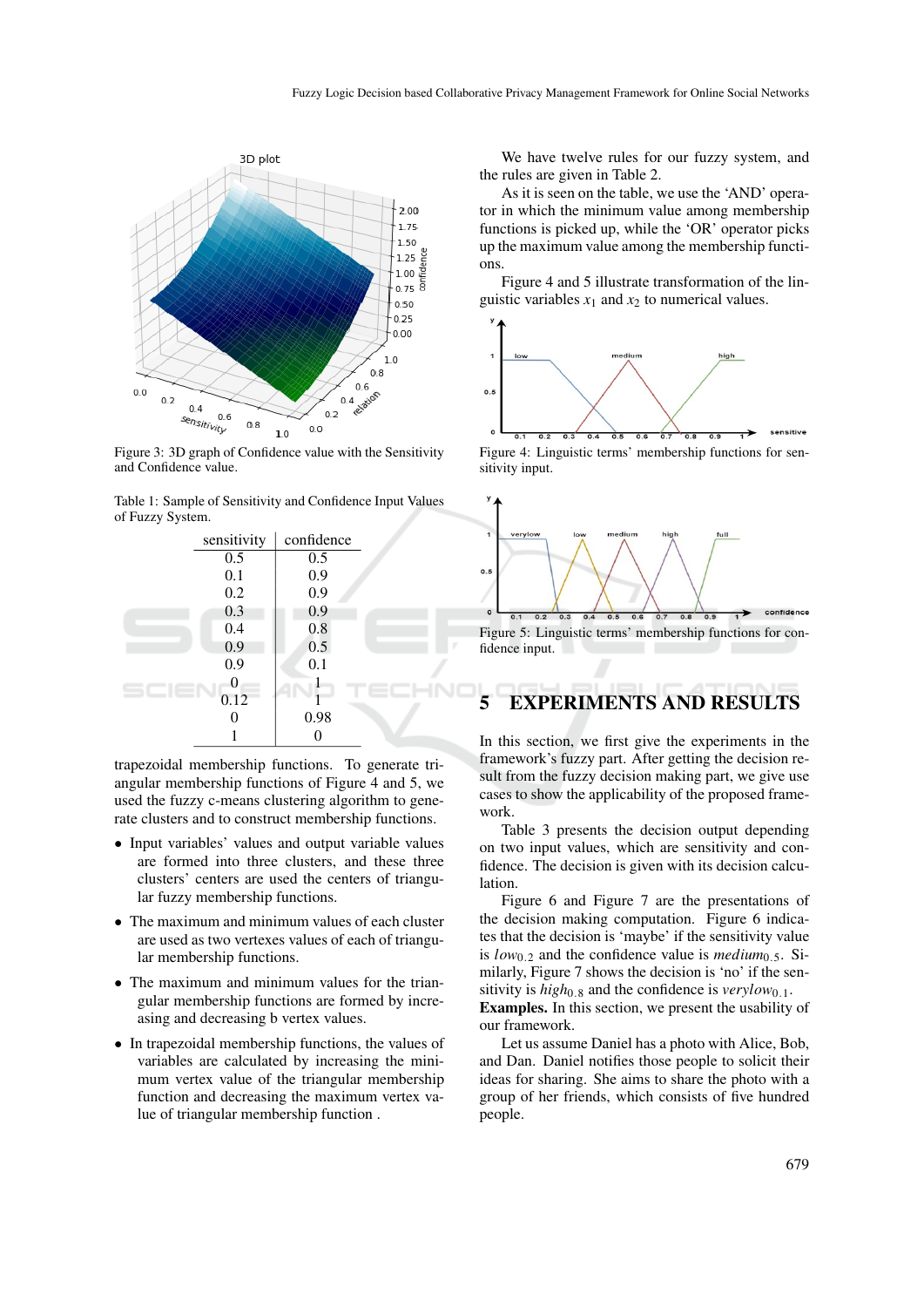Figure 3: 3D graph of Confidence value with the Sensitivity and Confidence value.

Table 1: Sample of Sensitivity and Confidence Input Values of Fuzzy System.

| sensitivity | confidence |
|---|---|
| 0.5 | 0.5 |
| 0.1 | 0.9 |
| 0.2 | 0.9 |
| 0.3 | 0.9 |
| 0.4 | 0.8 |
| 0.9 | 0.5 |
| 0.9 | 0.1 |
| 0 | 1 |
| 0.12 | 1 |
| 0 | 0.98 |
| 1 | 0 |

trapezoidal membership functions. To generate triangular membership functions of Figure 4 and 5, we used the fuzzy c-means clustering algorithm to generate clusters and to construct membership functions.

- Input variables' values and output variable values are formed into three clusters, and these three clusters' centers are used the centers of triangular fuzzy membership functions.
- The maximum and minimum values of each cluster are used as two vertexes values of each of triangular membership functions.
- The maximum and minimum values for the triangular membership functions are formed by increasing and decreasing b vertex values.
- In trapezoidal membership functions, the values of variables are calculated by increasing the minimum vertex value of the triangular membership function and decreasing the maximum vertex value of triangular membership function .

We have twelve rules for our fuzzy system, and the rules are given in Table 2.

As it is seen on the table, we use the 'AND' operator in which the minimum value among membership functions is picked up, while the 'OR' operator picks up the maximum value among the membership functions.

Figure 4 and 5 illustrate transformation of the linguistic variables $x_1$ and $x_2$ to numerical values.

Figure 4: Linguistic terms' membership functions for sensitivity input.

Figure 5: Linguistic terms' membership functions for confidence input.

## 5 EXPERIMENTS AND RESULTS

In this section, we first give the experiments in the framework's fuzzy part. After getting the decision result from the fuzzy decision making part, we give use cases to show the applicability of the proposed framework.

Table 3 presents the decision output depending on two input values, which are sensitivity and confidence. The decision is given with its decision calculation.

Figure 6 and Figure 7 are the presentations of the decision making computation. Figure 6 indicates that the decision is 'maybe' if the sensitivity value is $low_{0.2}$ and the confidence value is $medium_{0.5}$. Similarly, Figure 7 shows the decision is 'no' if the sensitivity is $high_{0.8}$ and the confidence is $verylow_{0.1}$.

**Examples.** In this section, we present the usability of our framework.

Let us assume Daniel has a photo with Alice, Bob, and Dan. Daniel notifies those people to solicit their ideas for sharing. She aims to share the photo with a group of her friends, which consists of five hundred people.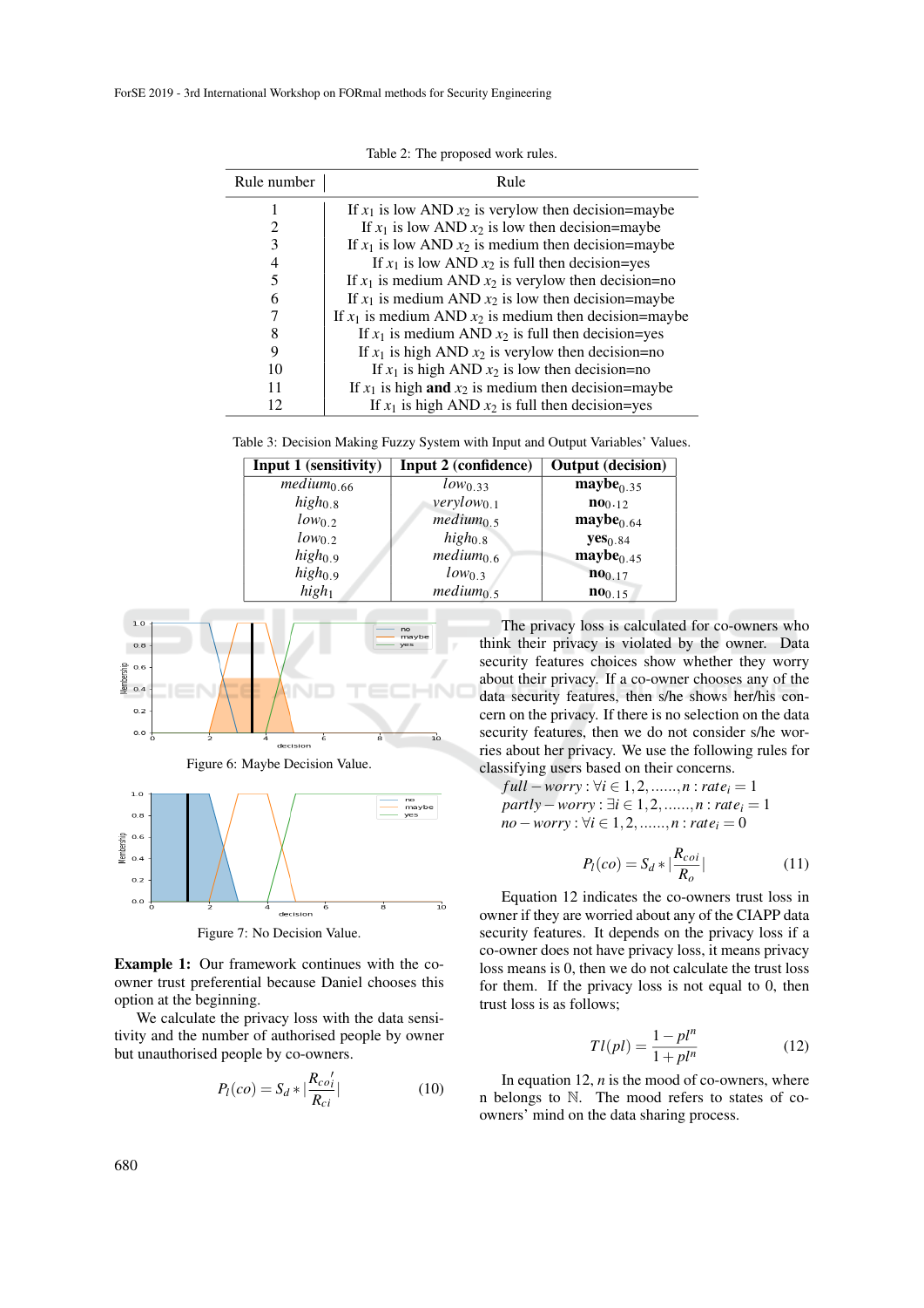Table 2: The proposed work rules.

| Rule number | Rule |
|---|---|
| 1 | If $x_1$ is low AND $x_2$ is verylow then decision=maybe |
| 2 | If $x_1$ is low AND $x_2$ is low then decision=maybe |
| 3 | If $x_1$ is low AND $x_2$ is medium then decision=maybe |
| 4 | If $x_1$ is low AND $x_2$ is full then decision=yes |
| 5 | If $x_1$ is medium AND $x_2$ is verylow then decision=no |
| 6 | If $x_1$ is medium AND $x_2$ is low then decision=maybe |
| 7 | If $x_1$ is medium AND $x_2$ is medium then decision=maybe |
| 8 | If $x_1$ is medium AND $x_2$ is full then decision=yes |
| 9 | If $x_1$ is high AND $x_2$ is verylow then decision=no |
| 10 | If $x_1$ is high AND $x_2$ is low then decision=no |
| 11 | If $x_1$ is high **and** $x_2$ is medium then decision=maybe |
| 12 | If $x_1$ is high AND $x_2$ is full then decision=yes |

Table 3: Decision Making Fuzzy System with Input and Output Variables' Values.

| Input 1 (sensitivity) | Input 2 (confidence) | Output (decision) |
|---|---|---|
| $medium_{0.66}$ | $low_{0.33}$ | $\mathbf{maybe}_{0.35}$ |
| $high_{0.8}$ | $verylow_{0.1}$ | $\mathbf{no}_{0.12}$ |
| $low_{0.2}$ | $medium_{0.5}$ | $\mathbf{maybe}_{0.64}$ |
| $low_{0.2}$ | $high_{0.8}$ | $\mathbf{yes}_{0.84}$ |
| $high_{0.9}$ | $medium_{0.6}$ | $\mathbf{maybe}_{0.45}$ |
| $high_{0.9}$ | $low_{0.3}$ | $\mathbf{no}_{0.17}$ |
| $high_{1}$ | $medium_{0.5}$ | $\mathbf{no}_{0.15}$ |

Figure 6: Maybe Decision Value.

Figure 7: No Decision Value.

**Example 1:** Our framework continues with the co-owner trust preferential because Daniel chooses this option at the beginning.

We calculate the privacy loss with the data sensitivity and the number of authorised people by owner but unauthorised people by co-owners.

$$P_l(co) = S_d * |\frac{R_{coi}'}{R_{ci}}| \tag{10}$$

The privacy loss is calculated for co-owners who think their privacy is violated by the owner. Data security features choices show whether they worry about their privacy. If a co-owner chooses any of the data security features, then s/he shows her/his concern on the privacy. If there is no selection on the data security features, then we do not consider s/he worries about her privacy. We use the following rules for classifying users based on their concerns.

$full-worry: \forall i \in 1,2,......,n: rate_i = 1$
$partly-worry: \exists i \in 1,2,......,n: rate_i = 1$
$no-worry: \forall i \in 1,2,......,n: rate_i = 0$

$$P_l(co) = S_d * |\frac{R_{coi}}{R_o}| \tag{11}$$

Equation 12 indicates the co-owners trust loss in owner if they are worried about any of the CIAPP data security features. It depends on the privacy loss if a co-owner does not have privacy loss, it means privacy loss means is 0, then we do not calculate the trust loss for them. If the privacy loss is not equal to 0, then trust loss is as follows;

$$Tl(pl) = \frac{1-pl^n}{1+pl^n} \tag{12}$$

In equation 12, $n$ is the mood of co-owners, where n belongs to $\mathbb{N}$. The mood refers to states of co-owners' mind on the data sharing process.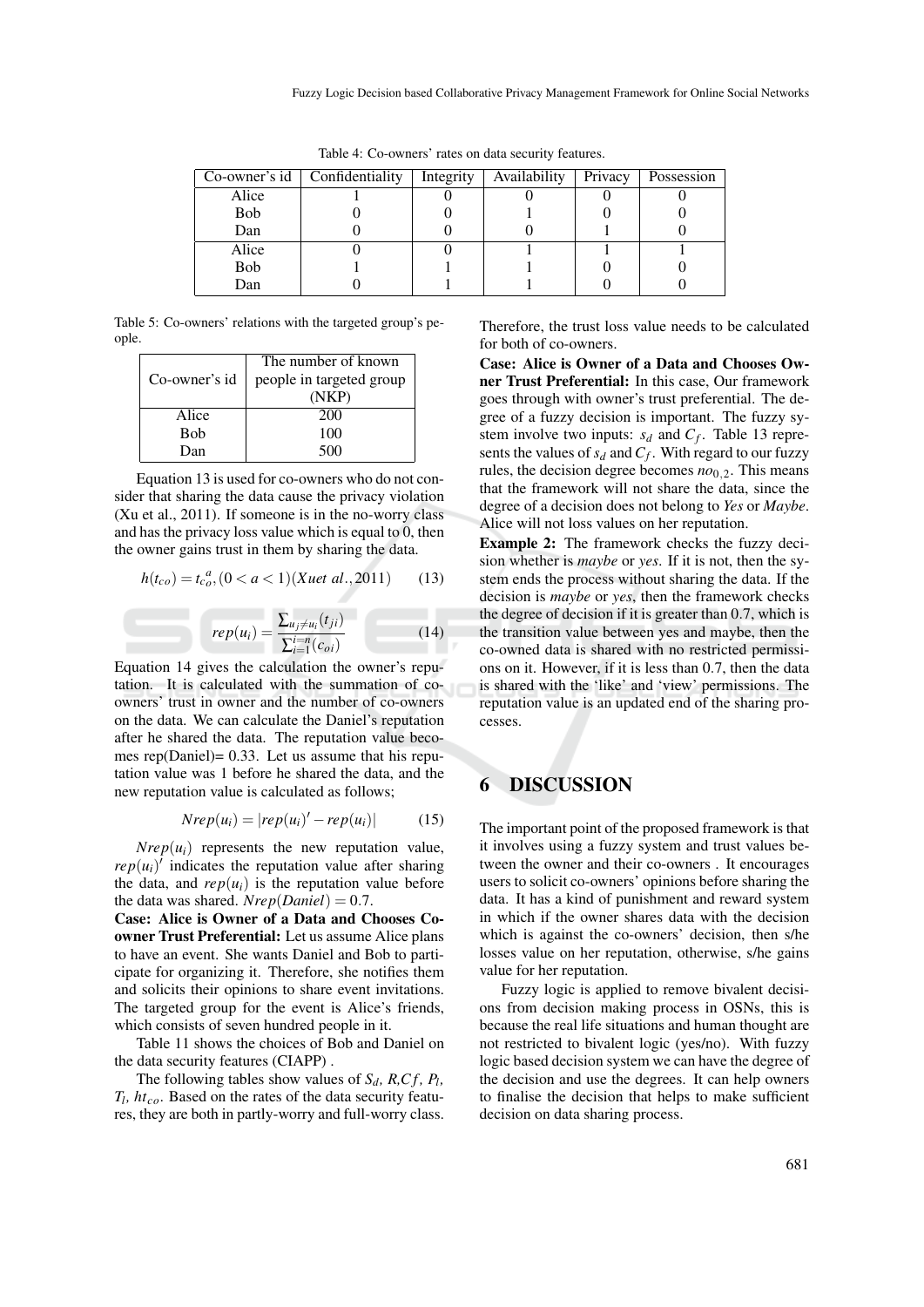Table 4: Co-owners' rates on data security features.

| Co-owner's id | Confidentiality | Integrity | Availability | Privacy | Possession |
|---|---|---|---|---|---|
| Alice | 1 | 0 | 0 | 0 | 0 |
| Bob | 0 | 0 | 1 | 0 | 0 |
| Dan | 0 | 0 | 0 | 1 | 0 |
| Alice | 0 | 0 | 1 | 1 | 1 |
| Bob | 1 | 1 | 1 | 0 | 0 |
| Dan | 0 | 1 | 1 | 0 | 0 |

Table 5: Co-owners' relations with the targeted group's people.

| Co-owner's id | The number of known people in targeted group (NKP) |
|---|---|
| Alice | 200 |
| Bob | 100 |
| Dan | 500 |

Equation 13 is used for co-owners who do not consider that sharing the data cause the privacy violation (Xu et al., 2011). If someone is in the no-worry class and has the privacy loss value which is equal to 0, then the owner gains trust in them by sharing the data.

$$h(t_{co}) = t_{co}^{\ a}, (0 < a < 1)(Xuet\ al., 2011) \qquad (13)$$

$$rep(u_i) = \frac{\sum_{u_j \neq u_i}(t_{ji})}{\sum_{i=1}^{i=n}(c_{oi})} \qquad (14)$$

Equation 14 gives the calculation the owner's reputation. It is calculated with the summation of co-owners' trust in owner and the number of co-owners on the data. We can calculate the Daniel's reputation after he shared the data. The reputation value becomes rep(Daniel)= 0.33. Let us assume that his reputation value was 1 before he shared the data, and the new reputation value is calculated as follows;

$$Nrep(u_i) = |rep(u_i)' - rep(u_i)| \qquad (15)$$

$Nrep(u_i)$ represents the new reputation value, $rep(u_i)'$ indicates the reputation value after sharing the data, and $rep(u_i)$ is the reputation value before the data was shared. $Nrep(Daniel) = 0.7$.

**Case: Alice is Owner of a Data and Chooses Co-owner Trust Preferential:** Let us assume Alice plans to have an event. She wants Daniel and Bob to participate for organizing it. Therefore, she notifies them and solicits their opinions to share event invitations. The targeted group for the event is Alice's friends, which consists of seven hundred people in it.

Table 11 shows the choices of Bob and Daniel on the data security features (CIAPP) .

The following tables show values of $S_d$, $R$, $Cf$, $P_l$, $T_l$, $ht_{co}$. Based on the rates of the data security features, they are both in partly-worry and full-worry class. Therefore, the trust loss value needs to be calculated for both of co-owners.

**Case: Alice is Owner of a Data and Chooses Owner Trust Preferential:** In this case, Our framework goes through with owner's trust preferential. The degree of a fuzzy decision is important. The fuzzy system involve two inputs: $s_d$ and $C_f$. Table 13 represents the values of $s_d$ and $C_f$. With regard to our fuzzy rules, the decision degree becomes $no_{0,2}$. This means that the framework will not share the data, since the degree of a decision does not belong to *Yes* or *Maybe*. Alice will not loss values on her reputation.

**Example 2:** The framework checks the fuzzy decision whether is *maybe* or *yes*. If it is not, then the system ends the process without sharing the data. If the decision is *maybe* or *yes*, then the framework checks the degree of decision if it is greater than 0.7, which is the transition value between yes and maybe, then the co-owned data is shared with no restricted permissions on it. However, if it is less than 0.7, then the data is shared with the 'like' and 'view' permissions. The reputation value is an updated end of the sharing processes.

## 6 DISCUSSION

The important point of the proposed framework is that it involves using a fuzzy system and trust values between the owner and their co-owners . It encourages users to solicit co-owners' opinions before sharing the data. It has a kind of punishment and reward system in which if the owner shares data with the decision which is against the co-owners' decision, then s/he losses value on her reputation, otherwise, s/he gains value for her reputation.

Fuzzy logic is applied to remove bivalent decisions from decision making process in OSNs, this is because the real life situations and human thought are not restricted to bivalent logic (yes/no). With fuzzy logic based decision system we can have the degree of the decision and use the degrees. It can help owners to finalise the decision that helps to make sufficient decision on data sharing process.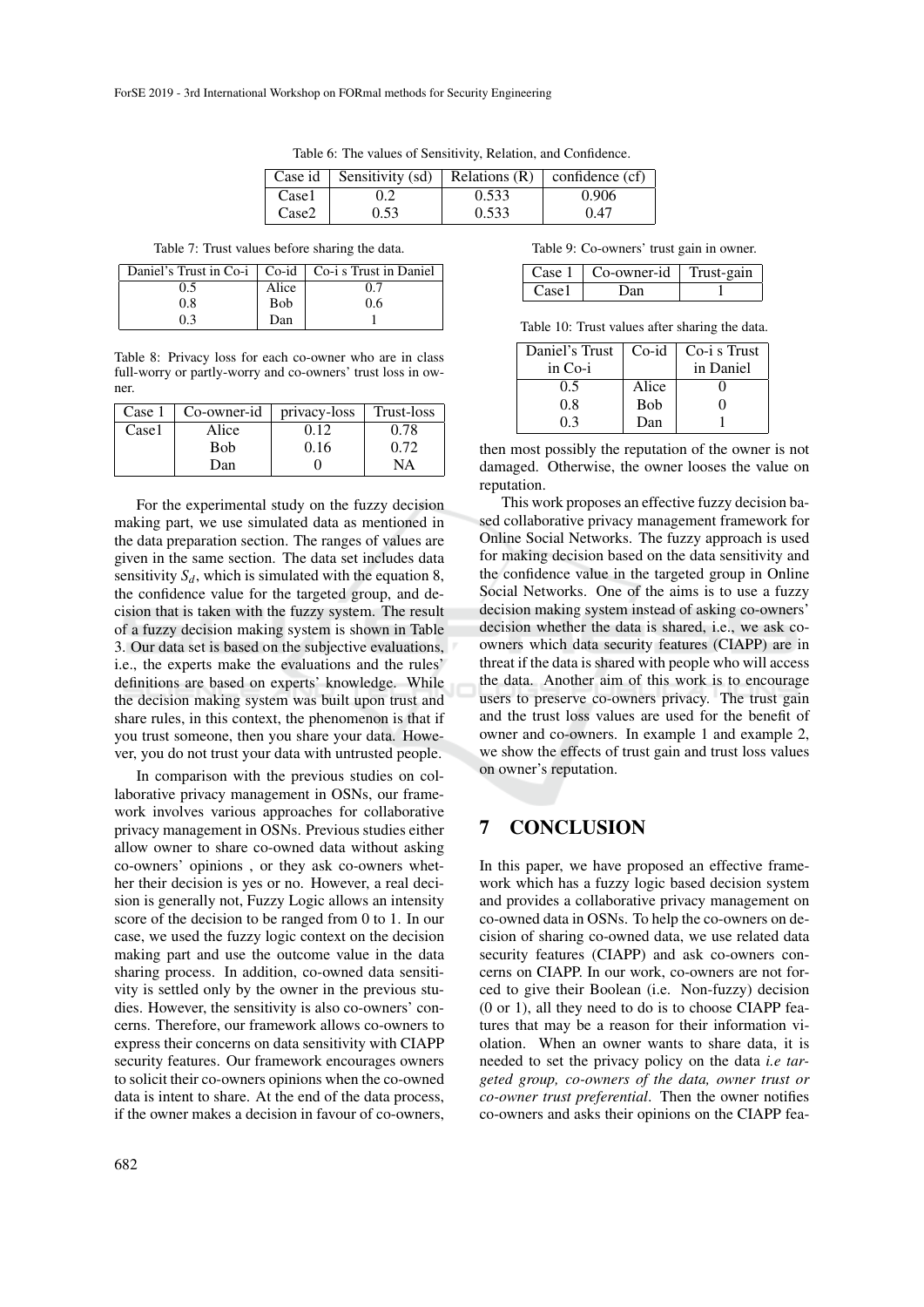Table 6: The values of Sensitivity, Relation, and Confidence.

| Case id | Sensitivity (sd) | Relations (R) | confidence (cf) |
|---|---|---|---|
| Case1 | 0.2 | 0.533 | 0.906 |
| Case2 | 0.53 | 0.533 | 0.47 |

Table 7: Trust values before sharing the data.

| Daniel's Trust in Co-i | Co-id | Co-i s Trust in Daniel |
|---|---|---|
| 0.5 | Alice | 0.7 |
| 0.8 | Bob | 0.6 |
| 0.3 | Dan | 1 |

Table 8: Privacy loss for each co-owner who are in class full-worry or partly-worry and co-owners' trust loss in owner.

| Case 1 | Co-owner-id | privacy-loss | Trust-loss |
|---|---|---|---|
| Case1 | Alice | 0.12 | 0.78 |
| | Bob | 0.16 | 0.72 |
| | Dan | 0 | NA |

For the experimental study on the fuzzy decision making part, we use simulated data as mentioned in the data preparation section. The ranges of values are given in the same section. The data set includes data sensitivity $S_d$, which is simulated with the equation 8, the confidence value for the targeted group, and decision that is taken with the fuzzy system. The result of a fuzzy decision making system is shown in Table 3. Our data set is based on the subjective evaluations, i.e., the experts make the evaluations and the rules' definitions are based on experts' knowledge. While the decision making system was built upon trust and share rules, in this context, the phenomenon is that if you trust someone, then you share your data. However, you do not trust your data with untrusted people.

In comparison with the previous studies on collaborative privacy management in OSNs, our framework involves various approaches for collaborative privacy management in OSNs. Previous studies either allow owner to share co-owned data without asking co-owners' opinions , or they ask co-owners whether their decision is yes or no. However, a real decision is generally not, Fuzzy Logic allows an intensity score of the decision to be ranged from 0 to 1. In our case, we used the fuzzy logic context on the decision making part and use the outcome value in the data sharing process. In addition, co-owned data sensitivity is settled only by the owner in the previous studies. However, the sensitivity is also co-owners' concerns. Therefore, our framework allows co-owners to express their concerns on data sensitivity with CIAPP security features. Our framework encourages owners to solicit their co-owners opinions when the co-owned data is intent to share. At the end of the data process, if the owner makes a decision in favour of co-owners,

Table 9: Co-owners' trust gain in owner.

| Case 1 | Co-owner-id | Trust-gain |
|---|---|---|
| Case1 | Dan | 1 |

Table 10: Trust values after sharing the data.

| Daniel's Trust in Co-i | Co-id | Co-i s Trust in Daniel |
|---|---|---|
| 0.5 | Alice | 0 |
| 0.8 | Bob | 0 |
| 0.3 | Dan | 1 |

then most possibly the reputation of the owner is not damaged. Otherwise, the owner looses the value on reputation.

This work proposes an effective fuzzy decision based collaborative privacy management framework for Online Social Networks. The fuzzy approach is used for making decision based on the data sensitivity and the confidence value in the targeted group in Online Social Networks. One of the aims is to use a fuzzy decision making system instead of asking co-owners' decision whether the data is shared, i.e., we ask co-owners which data security features (CIAPP) are in threat if the data is shared with people who will access the data. Another aim of this work is to encourage users to preserve co-owners privacy. The trust gain and the trust loss values are used for the benefit of owner and co-owners. In example 1 and example 2, we show the effects of trust gain and trust loss values on owner's reputation.

## 7 CONCLUSION

In this paper, we have proposed an effective framework which has a fuzzy logic based decision system and provides a collaborative privacy management on co-owned data in OSNs. To help the co-owners on decision of sharing co-owned data, we use related data security features (CIAPP) and ask co-owners concerns on CIAPP. In our work, co-owners are not forced to give their Boolean (i.e. Non-fuzzy) decision (0 or 1), all they need to do is to choose CIAPP features that may be a reason for their information violation. When an owner wants to share data, it is needed to set the privacy policy on the data *i.e targeted group, co-owners of the data, owner trust or co-owner trust preferential*. Then the owner notifies co-owners and asks their opinions on the CIAPP fea-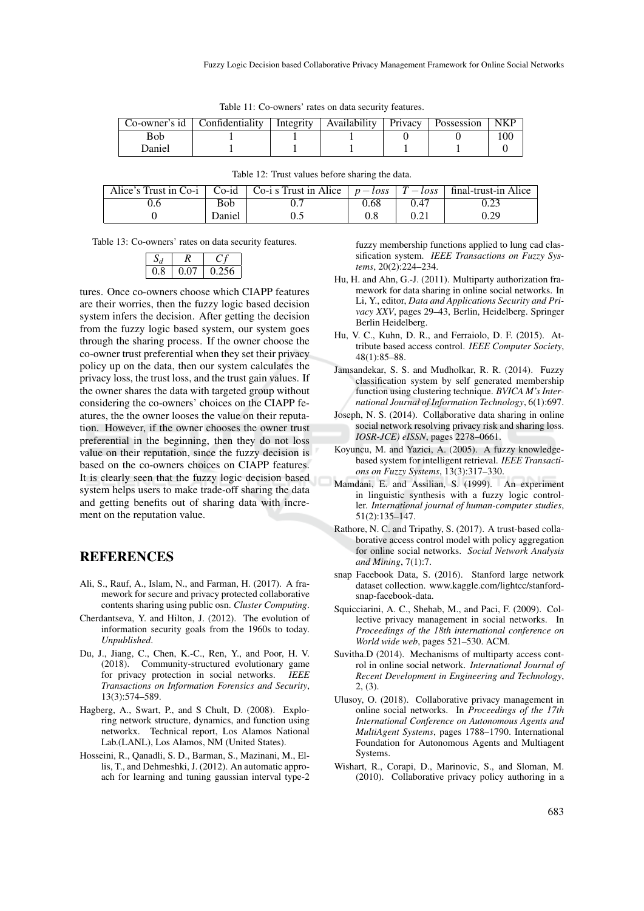Table 11: Co-owners' rates on data security features.

| Co-owner's id | Confidentiality | Integrity | Availability | Privacy | Possession | NKP |
|---|---|---|---|---|---|---|
| Bob | 1 | 1 | 1 | 0 | 0 | 100 |
| Daniel | 1 | 1 | 1 | 1 | 1 | 0 |

Table 12: Trust values before sharing the data.

| Alice's Trust in Co-i | Co-id | Co-i s Trust in Alice | $p-loss$ | $T-loss$ | final-trust-in Alice |
|---|---|---|---|---|---|
| 0.6 | Bob | 0.7 | 0.68 | 0.47 | 0.23 |
| 0 | Daniel | 0.5 | 0.8 | 0.21 | 0.29 |

Table 13: Co-owners' rates on data security features.

| $S_d$ | $R$ | $Cf$ |
|---|---|---|
| 0.8 | 0.07 | 0.256 |

tures. Once co-owners choose which CIAPP features are their worries, then the fuzzy logic based decision system infers the decision. After getting the decision from the fuzzy logic based system, our system goes through the sharing process. If the owner choose the co-owner trust preferential when they set their privacy policy up on the data, then our system calculates the privacy loss, the trust loss, and the trust gain values. If the owner shares the data with targeted group without considering the co-owners' choices on the CIAPP features, the the owner looses the value on their reputation. However, if the owner chooses the owner trust preferential in the beginning, then they do not loss value on their reputation, since the fuzzy decision is based on the co-owners choices on CIAPP features. It is clearly seen that the fuzzy logic decision based system helps users to make trade-off sharing the data and getting benefits out of sharing data with increment on the reputation value.

## REFERENCES

Ali, S., Rauf, A., Islam, N., and Farman, H. (2017). A framework for secure and privacy protected collaborative contents sharing using public osn. *Cluster Computing*.

Cherdantseva, Y. and Hilton, J. (2012). The evolution of information security goals from the 1960s to today. *Unpublished*.

Du, J., Jiang, C., Chen, K.-C., Ren, Y., and Poor, H. V. (2018). Community-structured evolutionary game for privacy protection in social networks. *IEEE Transactions on Information Forensics and Security*, 13(3):574–589.

Hagberg, A., Swart, P., and S Chult, D. (2008). Exploring network structure, dynamics, and function using networkx. Technical report, Los Alamos National Lab.(LANL), Los Alamos, NM (United States).

Hosseini, R., Qanadli, S. D., Barman, S., Mazinani, M., Ellis, T., and Dehmeshki, J. (2012). An automatic approach for learning and tuning gaussian interval type-2 fuzzy membership functions applied to lung cad classification system. *IEEE Transactions on Fuzzy Systems*, 20(2):224–234.

Hu, H. and Ahn, G.-J. (2011). Multiparty authorization framework for data sharing in online social networks. In Li, Y., editor, *Data and Applications Security and Privacy XXV*, pages 29–43, Berlin, Heidelberg. Springer Berlin Heidelberg.

Hu, V. C., Kuhn, D. R., and Ferraiolo, D. F. (2015). Attribute based access control. *IEEE Computer Society*, 48(1):85–88.

Jamsandekar, S. S. and Mudholkar, R. R. (2014). Fuzzy classification system by self generated membership function using clustering technique. *BVICA M's International Journal of Information Technology*, 6(1):697.

Joseph, N. S. (2014). Collaborative data sharing in online social network resolving privacy risk and sharing loss. *IOSR-JCE) eISSN*, pages 2278–0661.

Koyuncu, M. and Yazici, A. (2005). A fuzzy knowledge-based system for intelligent retrieval. *IEEE Transactions on Fuzzy Systems*, 13(3):317–330.

Mamdani, E. and Assilian, S. (1999). An experiment in linguistic synthesis with a fuzzy logic controller. *International journal of human-computer studies*, 51(2):135–147.

Rathore, N. C. and Tripathy, S. (2017). A trust-based collaborative access control model with policy aggregation for online social networks. *Social Network Analysis and Mining*, 7(1):7.

snap Facebook Data, S. (2016). Stanford large network dataset collection. www.kaggle.com/lightcc/stanford-snap-facebook-data.

Squicciarini, A. C., Shehab, M., and Paci, F. (2009). Collective privacy management in social networks. In *Proceedings of the 18th international conference on World wide web*, pages 521–530. ACM.

Suvitha.D (2014). Mechanisms of multiparty access control in online social network. *International Journal of Recent Development in Engineering and Technology*, 2, (3).

Ulusoy, O. (2018). Collaborative privacy management in online social networks. In *Proceedings of the 17th International Conference on Autonomous Agents and MultiAgent Systems*, pages 1788–1790. International Foundation for Autonomous Agents and Multiagent Systems.

Wishart, R., Corapi, D., Marinovic, S., and Sloman, M. (2010). Collaborative privacy policy authoring in a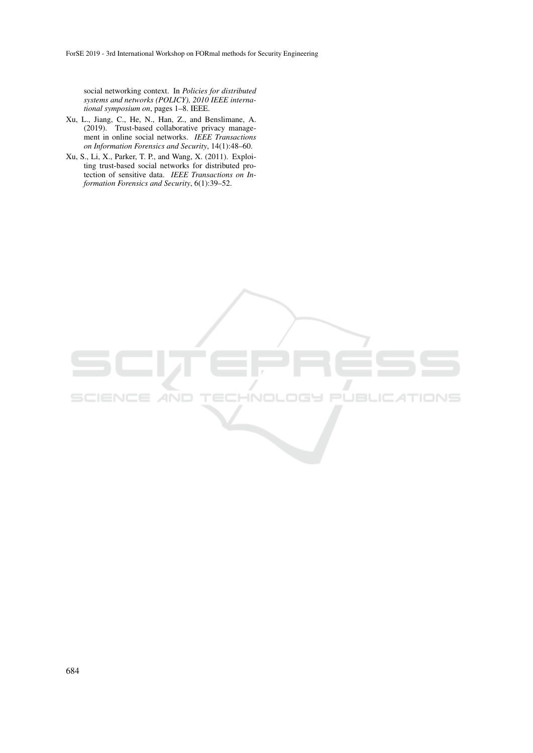social networking context. In *Policies for distributed systems and networks (POLICY), 2010 IEEE international symposium on*, pages 1–8. IEEE.

Xu, L., Jiang, C., He, N., Han, Z., and Benslimane, A. (2019). Trust-based collaborative privacy management in online social networks. *IEEE Transactions on Information Forensics and Security*, 14(1):48–60.

Xu, S., Li, X., Parker, T. P., and Wang, X. (2011). Exploiting trust-based social networks for distributed protection of sensitive data. *IEEE Transactions on Information Forensics and Security*, 6(1):39–52.